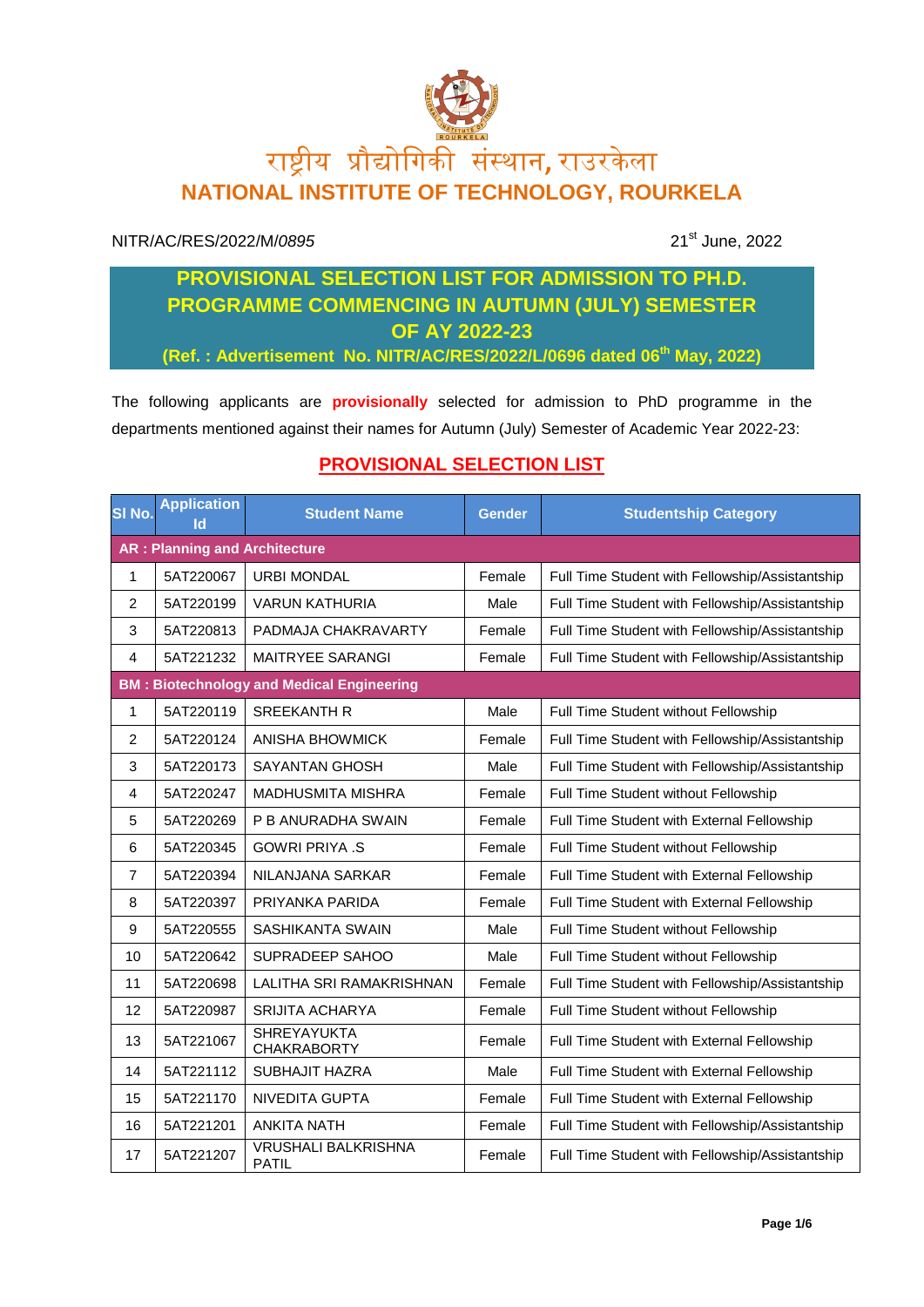राष्ट्रीय प्रौद्योगिकी संस्थान, राउरकेला

# NATIONAL INSTITUTE OF TECHNOLOGY, ROURKELA

NITR/AC/RES/2022/M/*0895* 21st June, 2022

## PROVISIONAL SELECTION LIST FOR ADMISSION TO PH.D. PROGRAMME COMMENCING IN AUTUMN (JULY) SEMESTER OF AY 2022-23

**(Ref. : Advertisement No. NITR/AC/RES/2022/L/0696 dated 06th May, 2022)**

The following applicants are **provisionally** selected for admission to PhD programme in the departments mentioned against their names for Autumn (July) Semester of Academic Year 2022-23:

## PROVISIONAL SELECTION LIST

| Sl No. | Application Id | Student Name | Gender | Studentship Category |
|---|---|---|---|---|
| **AR : Planning and Architecture** | | | | |
| 1 | 5AT220067 | URBI MONDAL | Female | Full Time Student with Fellowship/Assistantship |
| 2 | 5AT220199 | VARUN KATHURIA | Male | Full Time Student with Fellowship/Assistantship |
| 3 | 5AT220813 | PADMAJA CHAKRAVARTY | Female | Full Time Student with Fellowship/Assistantship |
| 4 | 5AT221232 | MAITRYEE SARANGI | Female | Full Time Student with Fellowship/Assistantship |
| **BM : Biotechnology and Medical Engineering** | | | | |
| 1 | 5AT220119 | SREEKANTH R | Male | Full Time Student without Fellowship |
| 2 | 5AT220124 | ANISHA BHOWMICK | Female | Full Time Student with Fellowship/Assistantship |
| 3 | 5AT220173 | SAYANTAN GHOSH | Male | Full Time Student with Fellowship/Assistantship |
| 4 | 5AT220247 | MADHUSMITA MISHRA | Female | Full Time Student without Fellowship |
| 5 | 5AT220269 | P B ANURADHA SWAIN | Female | Full Time Student with External Fellowship |
| 6 | 5AT220345 | GOWRI PRIYA .S | Female | Full Time Student without Fellowship |
| 7 | 5AT220394 | NILANJANA SARKAR | Female | Full Time Student with External Fellowship |
| 8 | 5AT220397 | PRIYANKA PARIDA | Female | Full Time Student with External Fellowship |
| 9 | 5AT220555 | SASHIKANTA SWAIN | Male | Full Time Student without Fellowship |
| 10 | 5AT220642 | SUPRADEEP SAHOO | Male | Full Time Student without Fellowship |
| 11 | 5AT220698 | LALITHA SRI RAMAKRISHNAN | Female | Full Time Student with Fellowship/Assistantship |
| 12 | 5AT220987 | SRIJITA ACHARYA | Female | Full Time Student without Fellowship |
| 13 | 5AT221067 | SHREYAYUKTA CHAKRABORTY | Female | Full Time Student with External Fellowship |
| 14 | 5AT221112 | SUBHAJIT HAZRA | Male | Full Time Student with External Fellowship |
| 15 | 5AT221170 | NIVEDITA GUPTA | Female | Full Time Student with External Fellowship |
| 16 | 5AT221201 | ANKITA NATH | Female | Full Time Student with Fellowship/Assistantship |
| 17 | 5AT221207 | VRUSHALI BALKRISHNA PATIL | Female | Full Time Student with Fellowship/Assistantship |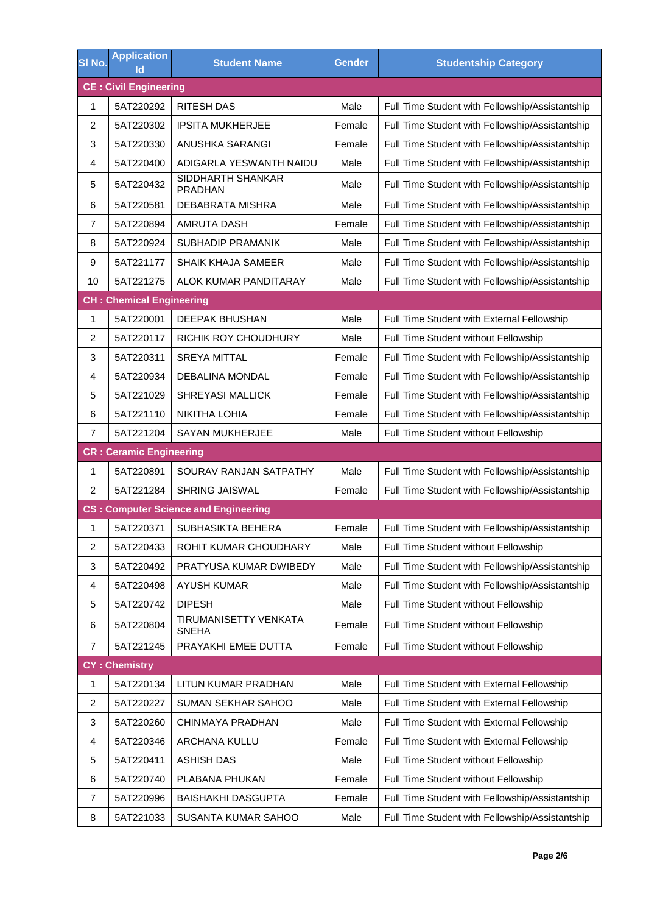| Sl No. | Application Id | Student Name | Gender | Studentship Category |
|---|---|---|---|---|
| **CE : Civil Engineering** | | | | |
| 1 | 5AT220292 | RITESH DAS | Male | Full Time Student with Fellowship/Assistantship |
| 2 | 5AT220302 | IPSITA MUKHERJEE | Female | Full Time Student with Fellowship/Assistantship |
| 3 | 5AT220330 | ANUSHKA SARANGI | Female | Full Time Student with Fellowship/Assistantship |
| 4 | 5AT220400 | ADIGARLA YESWANTH NAIDU | Male | Full Time Student with Fellowship/Assistantship |
| 5 | 5AT220432 | SIDDHARTH SHANKAR PRADHAN | Male | Full Time Student with Fellowship/Assistantship |
| 6 | 5AT220581 | DEBABRATA MISHRA | Male | Full Time Student with Fellowship/Assistantship |
| 7 | 5AT220894 | AMRUTA DASH | Female | Full Time Student with Fellowship/Assistantship |
| 8 | 5AT220924 | SUBHADIP PRAMANIK | Male | Full Time Student with Fellowship/Assistantship |
| 9 | 5AT221177 | SHAIK KHAJA SAMEER | Male | Full Time Student with Fellowship/Assistantship |
| 10 | 5AT221275 | ALOK KUMAR PANDITARAY | Male | Full Time Student with Fellowship/Assistantship |
| **CH : Chemical Engineering** | | | | |
| 1 | 5AT220001 | DEEPAK BHUSHAN | Male | Full Time Student with External Fellowship |
| 2 | 5AT220117 | RICHIK ROY CHOUDHURY | Male | Full Time Student without Fellowship |
| 3 | 5AT220311 | SREYA MITTAL | Female | Full Time Student with Fellowship/Assistantship |
| 4 | 5AT220934 | DEBALINA MONDAL | Female | Full Time Student with Fellowship/Assistantship |
| 5 | 5AT221029 | SHREYASI MALLICK | Female | Full Time Student with Fellowship/Assistantship |
| 6 | 5AT221110 | NIKITHA LOHIA | Female | Full Time Student with Fellowship/Assistantship |
| 7 | 5AT221204 | SAYAN MUKHERJEE | Male | Full Time Student without Fellowship |
| **CR : Ceramic Engineering** | | | | |
| 1 | 5AT220891 | SOURAV RANJAN SATPATHY | Male | Full Time Student with Fellowship/Assistantship |
| 2 | 5AT221284 | SHRING JAISWAL | Female | Full Time Student with Fellowship/Assistantship |
| **CS : Computer Science and Engineering** | | | | |
| 1 | 5AT220371 | SUBHASIKTA BEHERA | Female | Full Time Student with Fellowship/Assistantship |
| 2 | 5AT220433 | ROHIT KUMAR CHOUDHARY | Male | Full Time Student without Fellowship |
| 3 | 5AT220492 | PRATYUSA KUMAR DWIBEDY | Male | Full Time Student with Fellowship/Assistantship |
| 4 | 5AT220498 | AYUSH KUMAR | Male | Full Time Student with Fellowship/Assistantship |
| 5 | 5AT220742 | DIPESH | Male | Full Time Student without Fellowship |
| 6 | 5AT220804 | TIRUMANISETTY VENKATA SNEHA | Female | Full Time Student without Fellowship |
| 7 | 5AT221245 | PRAYAKHI EMEE DUTTA | Female | Full Time Student without Fellowship |
| **CY : Chemistry** | | | | |
| 1 | 5AT220134 | LITUN KUMAR PRADHAN | Male | Full Time Student with External Fellowship |
| 2 | 5AT220227 | SUMAN SEKHAR SAHOO | Male | Full Time Student with External Fellowship |
| 3 | 5AT220260 | CHINMAYA PRADHAN | Male | Full Time Student with External Fellowship |
| 4 | 5AT220346 | ARCHANA KULLU | Female | Full Time Student with External Fellowship |
| 5 | 5AT220411 | ASHISH DAS | Male | Full Time Student without Fellowship |
| 6 | 5AT220740 | PLABANA PHUKAN | Female | Full Time Student without Fellowship |
| 7 | 5AT220996 | BAISHAKHI DASGUPTA | Female | Full Time Student with Fellowship/Assistantship |
| 8 | 5AT221033 | SUSANTA KUMAR SAHOO | Male | Full Time Student with Fellowship/Assistantship |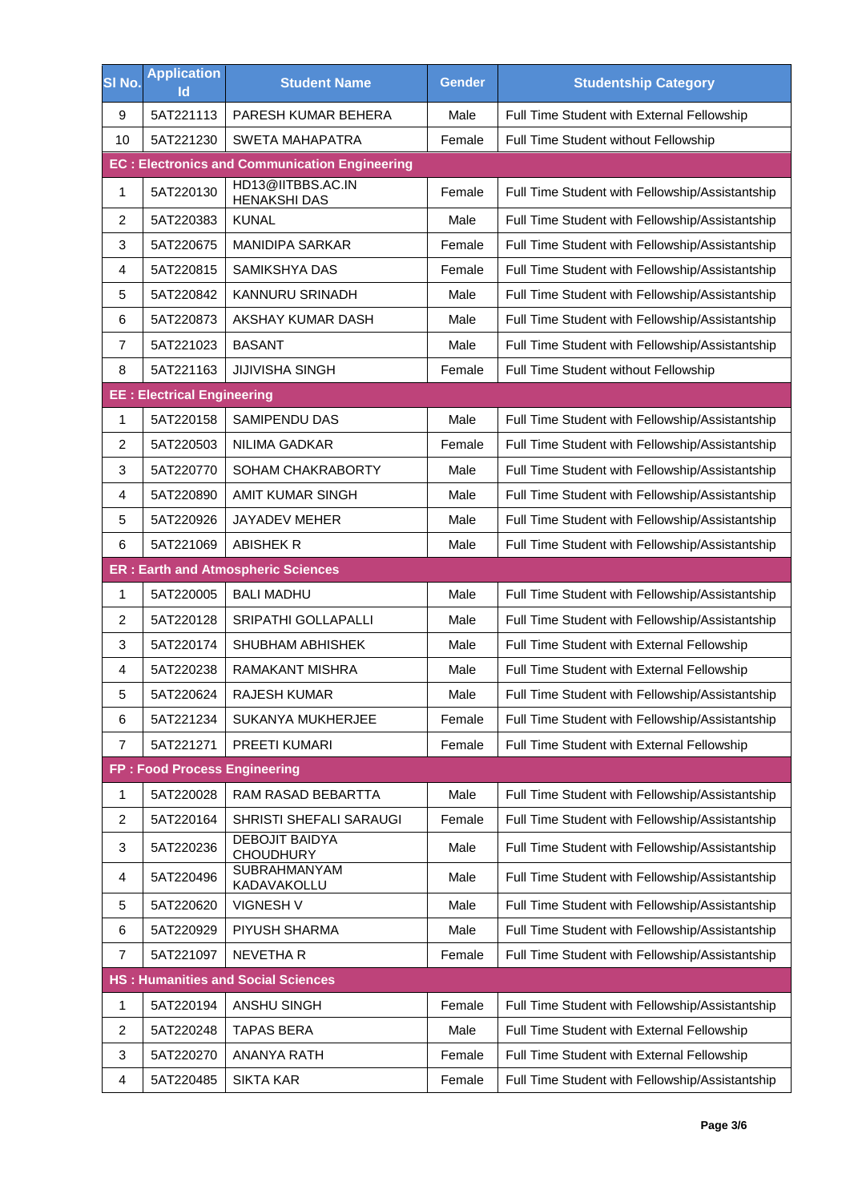| Sl No. | Application Id | Student Name | Gender | Studentship Category |
|---|---|---|---|---|
| 9 | 5AT221113 | PARESH KUMAR BEHERA | Male | Full Time Student with External Fellowship |
| 10 | 5AT221230 | SWETA MAHAPATRA | Female | Full Time Student without Fellowship |
| **EC : Electronics and Communication Engineering** | | | | |
| 1 | 5AT220130 | HD13@IITBBS.AC.IN HENAKSHI DAS | Female | Full Time Student with Fellowship/Assistantship |
| 2 | 5AT220383 | KUNAL | Male | Full Time Student with Fellowship/Assistantship |
| 3 | 5AT220675 | MANIDIPA SARKAR | Female | Full Time Student with Fellowship/Assistantship |
| 4 | 5AT220815 | SAMIKSHYA DAS | Female | Full Time Student with Fellowship/Assistantship |
| 5 | 5AT220842 | KANNURU SRINADH | Male | Full Time Student with Fellowship/Assistantship |
| 6 | 5AT220873 | AKSHAY KUMAR DASH | Male | Full Time Student with Fellowship/Assistantship |
| 7 | 5AT221023 | BASANT | Male | Full Time Student with Fellowship/Assistantship |
| 8 | 5AT221163 | JIJIVISHA SINGH | Female | Full Time Student without Fellowship |
| **EE : Electrical Engineering** | | | | |
| 1 | 5AT220158 | SAMIPENDU DAS | Male | Full Time Student with Fellowship/Assistantship |
| 2 | 5AT220503 | NILIMA GADKAR | Female | Full Time Student with Fellowship/Assistantship |
| 3 | 5AT220770 | SOHAM CHAKRABORTY | Male | Full Time Student with Fellowship/Assistantship |
| 4 | 5AT220890 | AMIT KUMAR SINGH | Male | Full Time Student with Fellowship/Assistantship |
| 5 | 5AT220926 | JAYADEV MEHER | Male | Full Time Student with Fellowship/Assistantship |
| 6 | 5AT221069 | ABISHEK R | Male | Full Time Student with Fellowship/Assistantship |
| **ER : Earth and Atmospheric Sciences** | | | | |
| 1 | 5AT220005 | BALI MADHU | Male | Full Time Student with Fellowship/Assistantship |
| 2 | 5AT220128 | SRIPATHI GOLLAPALLI | Male | Full Time Student with Fellowship/Assistantship |
| 3 | 5AT220174 | SHUBHAM ABHISHEK | Male | Full Time Student with External Fellowship |
| 4 | 5AT220238 | RAMAKANT MISHRA | Male | Full Time Student with External Fellowship |
| 5 | 5AT220624 | RAJESH KUMAR | Male | Full Time Student with Fellowship/Assistantship |
| 6 | 5AT221234 | SUKANYA MUKHERJEE | Female | Full Time Student with Fellowship/Assistantship |
| 7 | 5AT221271 | PREETI KUMARI | Female | Full Time Student with External Fellowship |
| **FP : Food Process Engineering** | | | | |
| 1 | 5AT220028 | RAM RASAD BEBARTTA | Male | Full Time Student with Fellowship/Assistantship |
| 2 | 5AT220164 | SHRISTI SHEFALI SARAUGI | Female | Full Time Student with Fellowship/Assistantship |
| 3 | 5AT220236 | DEBOJIT BAIDYA CHOUDHURY | Male | Full Time Student with Fellowship/Assistantship |
| 4 | 5AT220496 | SUBRAHMANYAM KADAVAKOLLU | Male | Full Time Student with Fellowship/Assistantship |
| 5 | 5AT220620 | VIGNESH V | Male | Full Time Student with Fellowship/Assistantship |
| 6 | 5AT220929 | PIYUSH SHARMA | Male | Full Time Student with Fellowship/Assistantship |
| 7 | 5AT221097 | NEVETHA R | Female | Full Time Student with Fellowship/Assistantship |
| **HS : Humanities and Social Sciences** | | | | |
| 1 | 5AT220194 | ANSHU SINGH | Female | Full Time Student with Fellowship/Assistantship |
| 2 | 5AT220248 | TAPAS BERA | Male | Full Time Student with External Fellowship |
| 3 | 5AT220270 | ANANYA RATH | Female | Full Time Student with External Fellowship |
| 4 | 5AT220485 | SIKTA KAR | Female | Full Time Student with Fellowship/Assistantship |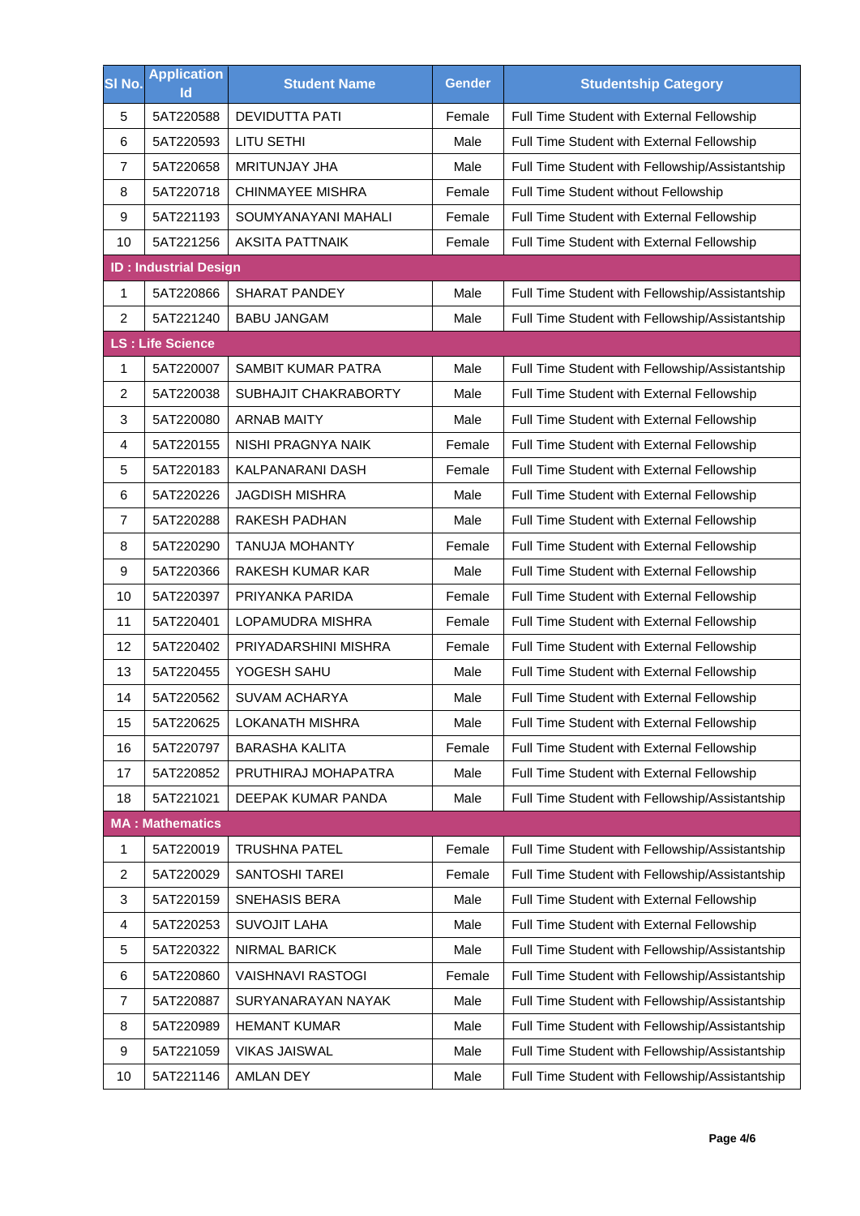| Sl No. | Application Id | Student Name | Gender | Studentship Category |
|---|---|---|---|---|
| 5 | 5AT220588 | DEVIDUTTA PATI | Female | Full Time Student with External Fellowship |
| 6 | 5AT220593 | LITU SETHI | Male | Full Time Student with External Fellowship |
| 7 | 5AT220658 | MRITUNJAY JHA | Male | Full Time Student with Fellowship/Assistantship |
| 8 | 5AT220718 | CHINMAYEE MISHRA | Female | Full Time Student without Fellowship |
| 9 | 5AT221193 | SOUMYANAYANI MAHALI | Female | Full Time Student with External Fellowship |
| 10 | 5AT221256 | AKSITA PATTNAIK | Female | Full Time Student with External Fellowship |
| **ID : Industrial Design** | | | | |
| 1 | 5AT220866 | SHARAT PANDEY | Male | Full Time Student with Fellowship/Assistantship |
| 2 | 5AT221240 | BABU JANGAM | Male | Full Time Student with Fellowship/Assistantship |
| **LS : Life Science** | | | | |
| 1 | 5AT220007 | SAMBIT KUMAR PATRA | Male | Full Time Student with Fellowship/Assistantship |
| 2 | 5AT220038 | SUBHAJIT CHAKRABORTY | Male | Full Time Student with External Fellowship |
| 3 | 5AT220080 | ARNAB MAITY | Male | Full Time Student with External Fellowship |
| 4 | 5AT220155 | NISHI PRAGNYA NAIK | Female | Full Time Student with External Fellowship |
| 5 | 5AT220183 | KALPANARANI DASH | Female | Full Time Student with External Fellowship |
| 6 | 5AT220226 | JAGDISH MISHRA | Male | Full Time Student with External Fellowship |
| 7 | 5AT220288 | RAKESH PADHAN | Male | Full Time Student with External Fellowship |
| 8 | 5AT220290 | TANUJA MOHANTY | Female | Full Time Student with External Fellowship |
| 9 | 5AT220366 | RAKESH KUMAR KAR | Male | Full Time Student with External Fellowship |
| 10 | 5AT220397 | PRIYANKA PARIDA | Female | Full Time Student with External Fellowship |
| 11 | 5AT220401 | LOPAMUDRA MISHRA | Female | Full Time Student with External Fellowship |
| 12 | 5AT220402 | PRIYADARSHINI MISHRA | Female | Full Time Student with External Fellowship |
| 13 | 5AT220455 | YOGESH SAHU | Male | Full Time Student with External Fellowship |
| 14 | 5AT220562 | SUVAM ACHARYA | Male | Full Time Student with External Fellowship |
| 15 | 5AT220625 | LOKANATH MISHRA | Male | Full Time Student with External Fellowship |
| 16 | 5AT220797 | BARASHA KALITA | Female | Full Time Student with External Fellowship |
| 17 | 5AT220852 | PRUTHIRAJ MOHAPATRA | Male | Full Time Student with External Fellowship |
| 18 | 5AT221021 | DEEPAK KUMAR PANDA | Male | Full Time Student with Fellowship/Assistantship |
| **MA : Mathematics** | | | | |
| 1 | 5AT220019 | TRUSHNA PATEL | Female | Full Time Student with Fellowship/Assistantship |
| 2 | 5AT220029 | SANTOSHI TAREI | Female | Full Time Student with Fellowship/Assistantship |
| 3 | 5AT220159 | SNEHASIS BERA | Male | Full Time Student with External Fellowship |
| 4 | 5AT220253 | SUVOJIT LAHA | Male | Full Time Student with External Fellowship |
| 5 | 5AT220322 | NIRMAL BARICK | Male | Full Time Student with Fellowship/Assistantship |
| 6 | 5AT220860 | VAISHNAVI RASTOGI | Female | Full Time Student with Fellowship/Assistantship |
| 7 | 5AT220887 | SURYANARAYAN NAYAK | Male | Full Time Student with Fellowship/Assistantship |
| 8 | 5AT220989 | HEMANT KUMAR | Male | Full Time Student with Fellowship/Assistantship |
| 9 | 5AT221059 | VIKAS JAISWAL | Male | Full Time Student with Fellowship/Assistantship |
| 10 | 5AT221146 | AMLAN DEY | Male | Full Time Student with Fellowship/Assistantship |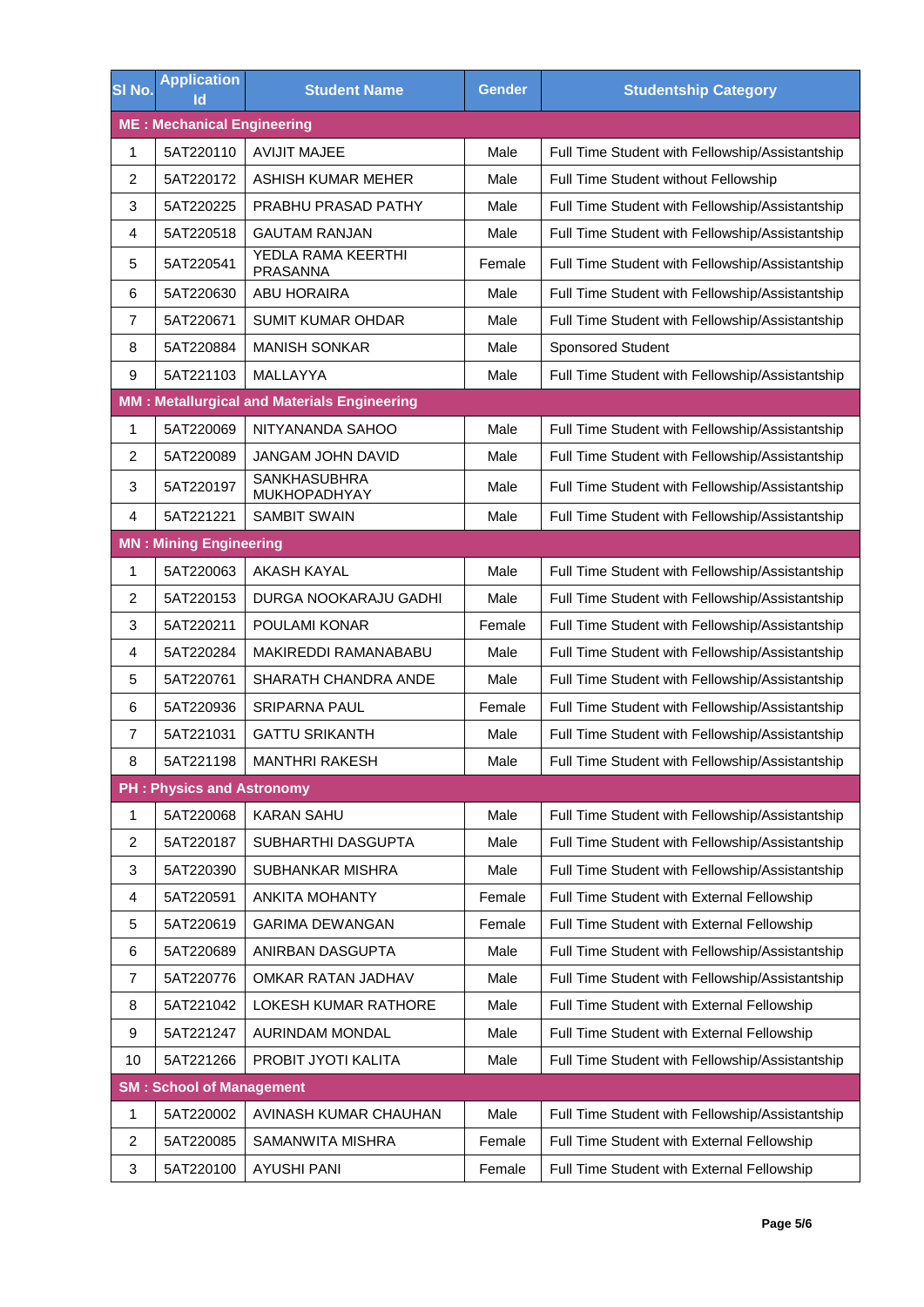| Sl No. | Application Id | Student Name | Gender | Studentship Category |
|---|---|---|---|---|
| **ME : Mechanical Engineering** | | | | |
| 1 | 5AT220110 | AVIJIT MAJEE | Male | Full Time Student with Fellowship/Assistantship |
| 2 | 5AT220172 | ASHISH KUMAR MEHER | Male | Full Time Student without Fellowship |
| 3 | 5AT220225 | PRABHU PRASAD PATHY | Male | Full Time Student with Fellowship/Assistantship |
| 4 | 5AT220518 | GAUTAM RANJAN | Male | Full Time Student with Fellowship/Assistantship |
| 5 | 5AT220541 | YEDLA RAMA KEERTHI PRASANNA | Female | Full Time Student with Fellowship/Assistantship |
| 6 | 5AT220630 | ABU HORAIRA | Male | Full Time Student with Fellowship/Assistantship |
| 7 | 5AT220671 | SUMIT KUMAR OHDAR | Male | Full Time Student with Fellowship/Assistantship |
| 8 | 5AT220884 | MANISH SONKAR | Male | Sponsored Student |
| 9 | 5AT221103 | MALLAYYA | Male | Full Time Student with Fellowship/Assistantship |
| **MM : Metallurgical and Materials Engineering** | | | | |
| 1 | 5AT220069 | NITYANANDA SAHOO | Male | Full Time Student with Fellowship/Assistantship |
| 2 | 5AT220089 | JANGAM JOHN DAVID | Male | Full Time Student with Fellowship/Assistantship |
| 3 | 5AT220197 | SANKHASUBHRA MUKHOPADHYAY | Male | Full Time Student with Fellowship/Assistantship |
| 4 | 5AT221221 | SAMBIT SWAIN | Male | Full Time Student with Fellowship/Assistantship |
| **MN : Mining Engineering** | | | | |
| 1 | 5AT220063 | AKASH KAYAL | Male | Full Time Student with Fellowship/Assistantship |
| 2 | 5AT220153 | DURGA NOOKARAJU GADHI | Male | Full Time Student with Fellowship/Assistantship |
| 3 | 5AT220211 | POULAMI KONAR | Female | Full Time Student with Fellowship/Assistantship |
| 4 | 5AT220284 | MAKIREDDI RAMANABABU | Male | Full Time Student with Fellowship/Assistantship |
| 5 | 5AT220761 | SHARATH CHANDRA ANDE | Male | Full Time Student with Fellowship/Assistantship |
| 6 | 5AT220936 | SRIPARNA PAUL | Female | Full Time Student with Fellowship/Assistantship |
| 7 | 5AT221031 | GATTU SRIKANTH | Male | Full Time Student with Fellowship/Assistantship |
| 8 | 5AT221198 | MANTHRI RAKESH | Male | Full Time Student with Fellowship/Assistantship |
| **PH : Physics and Astronomy** | | | | |
| 1 | 5AT220068 | KARAN SAHU | Male | Full Time Student with Fellowship/Assistantship |
| 2 | 5AT220187 | SUBHARTHI DASGUPTA | Male | Full Time Student with Fellowship/Assistantship |
| 3 | 5AT220390 | SUBHANKAR MISHRA | Male | Full Time Student with Fellowship/Assistantship |
| 4 | 5AT220591 | ANKITA MOHANTY | Female | Full Time Student with External Fellowship |
| 5 | 5AT220619 | GARIMA DEWANGAN | Female | Full Time Student with External Fellowship |
| 6 | 5AT220689 | ANIRBAN DASGUPTA | Male | Full Time Student with Fellowship/Assistantship |
| 7 | 5AT220776 | OMKAR RATAN JADHAV | Male | Full Time Student with Fellowship/Assistantship |
| 8 | 5AT221042 | LOKESH KUMAR RATHORE | Male | Full Time Student with External Fellowship |
| 9 | 5AT221247 | AURINDAM MONDAL | Male | Full Time Student with External Fellowship |
| 10 | 5AT221266 | PROBIT JYOTI KALITA | Male | Full Time Student with Fellowship/Assistantship |
| **SM : School of Management** | | | | |
| 1 | 5AT220002 | AVINASH KUMAR CHAUHAN | Male | Full Time Student with Fellowship/Assistantship |
| 2 | 5AT220085 | SAMANWITA MISHRA | Female | Full Time Student with External Fellowship |
| 3 | 5AT220100 | AYUSHI PANI | Female | Full Time Student with External Fellowship |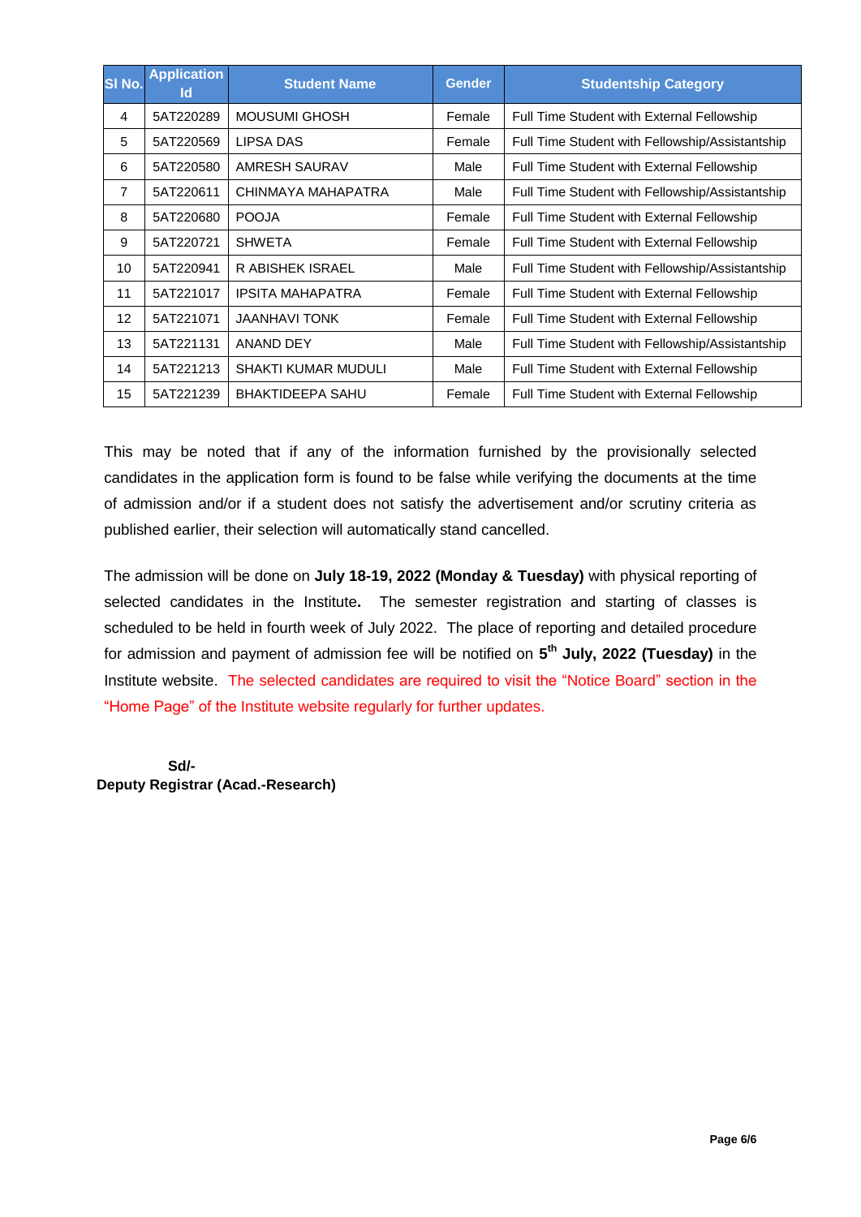| Sl No. | Application Id | Student Name | Gender | Studentship Category |
|---|---|---|---|---|
| 4 | 5AT220289 | MOUSUMI GHOSH | Female | Full Time Student with External Fellowship |
| 5 | 5AT220569 | LIPSA DAS | Female | Full Time Student with Fellowship/Assistantship |
| 6 | 5AT220580 | AMRESH SAURAV | Male | Full Time Student with External Fellowship |
| 7 | 5AT220611 | CHINMAYA MAHAPATRA | Male | Full Time Student with Fellowship/Assistantship |
| 8 | 5AT220680 | POOJA | Female | Full Time Student with External Fellowship |
| 9 | 5AT220721 | SHWETA | Female | Full Time Student with External Fellowship |
| 10 | 5AT220941 | R ABISHEK ISRAEL | Male | Full Time Student with Fellowship/Assistantship |
| 11 | 5AT221017 | IPSITA MAHAPATRA | Female | Full Time Student with External Fellowship |
| 12 | 5AT221071 | JAANHAVI TONK | Female | Full Time Student with External Fellowship |
| 13 | 5AT221131 | ANAND DEY | Male | Full Time Student with Fellowship/Assistantship |
| 14 | 5AT221213 | SHAKTI KUMAR MUDULI | Male | Full Time Student with External Fellowship |
| 15 | 5AT221239 | BHAKTIDEEPA SAHU | Female | Full Time Student with External Fellowship |

This may be noted that if any of the information furnished by the provisionally selected candidates in the application form is found to be false while verifying the documents at the time of admission and/or if a student does not satisfy the advertisement and/or scrutiny criteria as published earlier, their selection will automatically stand cancelled.

The admission will be done on **July 18-19, 2022 (Monday & Tuesday)** with physical reporting of selected candidates in the Institute**.** The semester registration and starting of classes is scheduled to be held in fourth week of July 2022. The place of reporting and detailed procedure for admission and payment of admission fee will be notified on **5th July, 2022 (Tuesday)** in the Institute website. The selected candidates are required to visit the "Notice Board" section in the "Home Page" of the Institute website regularly for further updates.

**Sd/-**
**Deputy Registrar (Acad.-Research)**